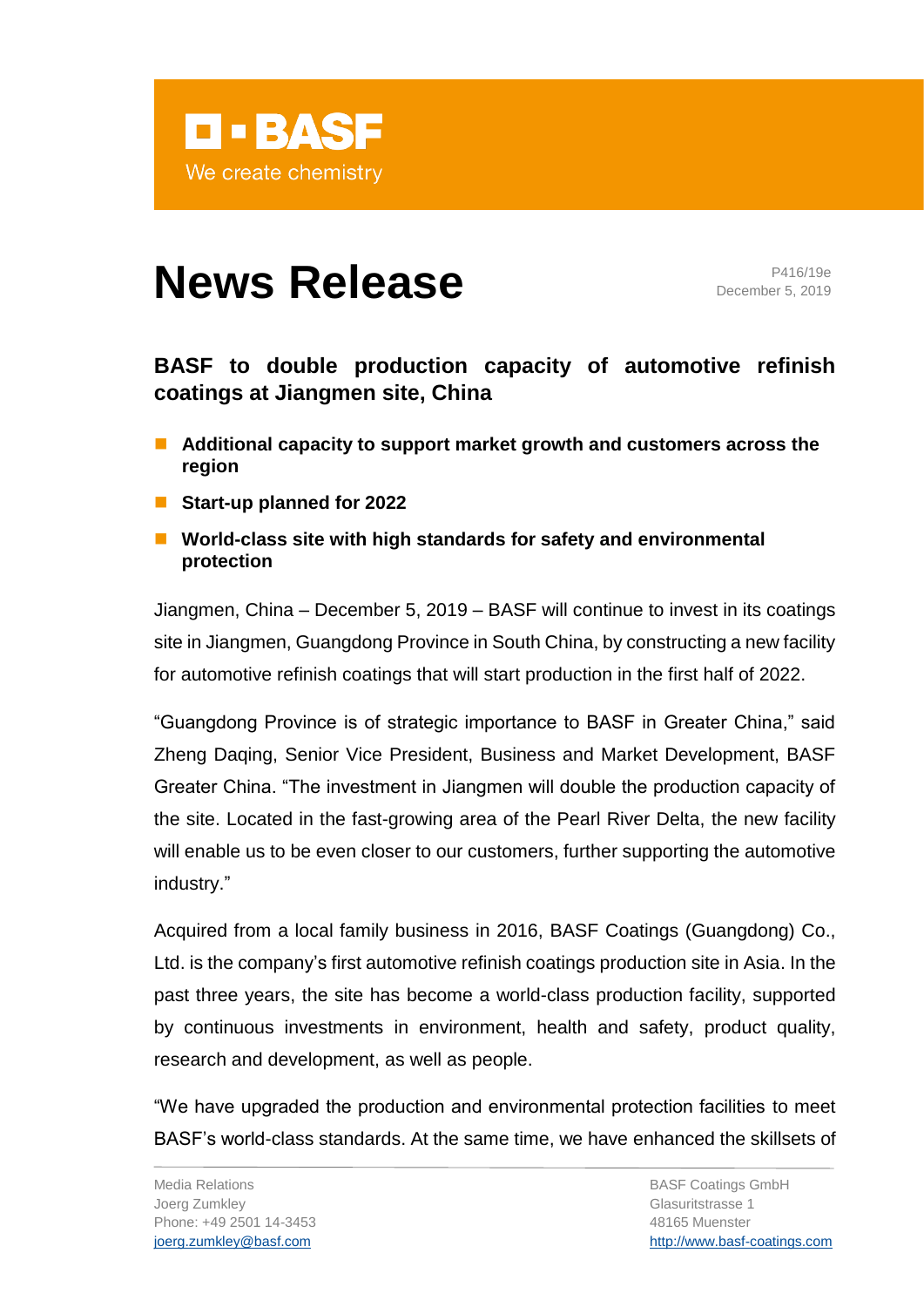BASF
We create chemistry

# News Release

P416/19e
December 5, 2019

## BASF to double production capacity of automotive refinish coatings at Jiangmen site, China

- **Additional capacity to support market growth and customers across the region**
- **Start-up planned for 2022**
- **World-class site with high standards for safety and environmental protection**

Jiangmen, China – December 5, 2019 – BASF will continue to invest in its coatings site in Jiangmen, Guangdong Province in South China, by constructing a new facility for automotive refinish coatings that will start production in the first half of 2022.

“Guangdong Province is of strategic importance to BASF in Greater China,” said Zheng Daqing, Senior Vice President, Business and Market Development, BASF Greater China. “The investment in Jiangmen will double the production capacity of the site. Located in the fast-growing area of the Pearl River Delta, the new facility will enable us to be even closer to our customers, further supporting the automotive industry.”

Acquired from a local family business in 2016, BASF Coatings (Guangdong) Co., Ltd. is the company’s first automotive refinish coatings production site in Asia. In the past three years, the site has become a world-class production facility, supported by continuous investments in environment, health and safety, product quality, research and development, as well as people.

“We have upgraded the production and environmental protection facilities to meet BASF’s world-class standards. At the same time, we have enhanced the skillsets of

Media Relations
Joerg Zumkley
Phone: +49 2501 14-3453
joerg.zumkley@basf.com

BASF Coatings GmbH
Glasuritstrasse 1
48165 Muenster
http://www.basf-coatings.com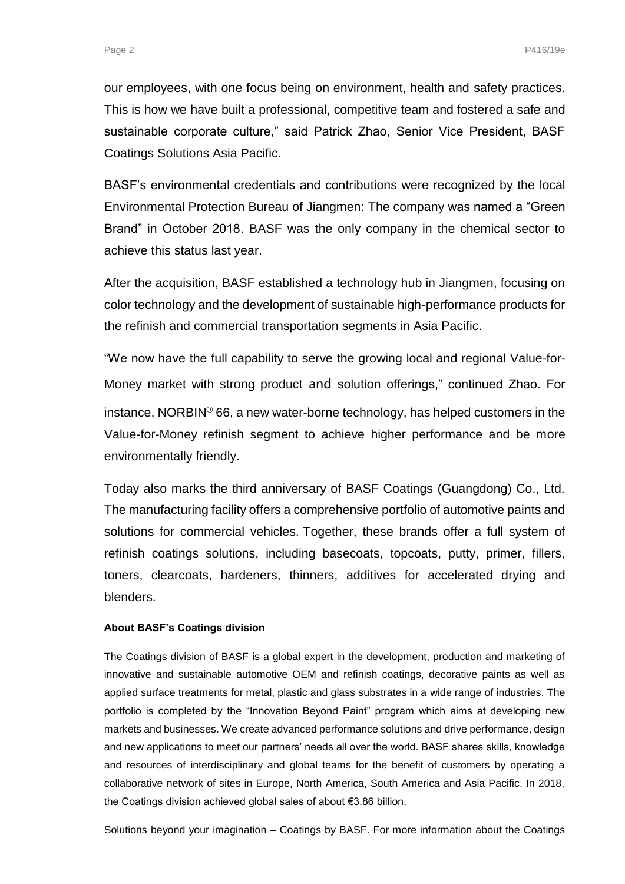our employees, with one focus being on environment, health and safety practices. This is how we have built a professional, competitive team and fostered a safe and sustainable corporate culture," said Patrick Zhao, Senior Vice President, BASF Coatings Solutions Asia Pacific.

BASF's environmental credentials and contributions were recognized by the local Environmental Protection Bureau of Jiangmen: The company was named a "Green Brand" in October 2018. BASF was the only company in the chemical sector to achieve this status last year.

After the acquisition, BASF established a technology hub in Jiangmen, focusing on color technology and the development of sustainable high-performance products for the refinish and commercial transportation segments in Asia Pacific.

"We now have the full capability to serve the growing local and regional Value-for-Money market with strong product and solution offerings," continued Zhao. For instance, NORBIN® 66, a new water-borne technology, has helped customers in the Value-for-Money refinish segment to achieve higher performance and be more environmentally friendly.

Today also marks the third anniversary of BASF Coatings (Guangdong) Co., Ltd. The manufacturing facility offers a comprehensive portfolio of automotive paints and solutions for commercial vehicles. Together, these brands offer a full system of refinish coatings solutions, including basecoats, topcoats, putty, primer, fillers, toners, clearcoats, hardeners, thinners, additives for accelerated drying and blenders.

**About BASF's Coatings division**

The Coatings division of BASF is a global expert in the development, production and marketing of innovative and sustainable automotive OEM and refinish coatings, decorative paints as well as applied surface treatments for metal, plastic and glass substrates in a wide range of industries. The portfolio is completed by the "Innovation Beyond Paint" program which aims at developing new markets and businesses. We create advanced performance solutions and drive performance, design and new applications to meet our partners' needs all over the world. BASF shares skills, knowledge and resources of interdisciplinary and global teams for the benefit of customers by operating a collaborative network of sites in Europe, North America, South America and Asia Pacific. In 2018, the Coatings division achieved global sales of about €3.86 billion.

Solutions beyond your imagination – Coatings by BASF. For more information about the Coatings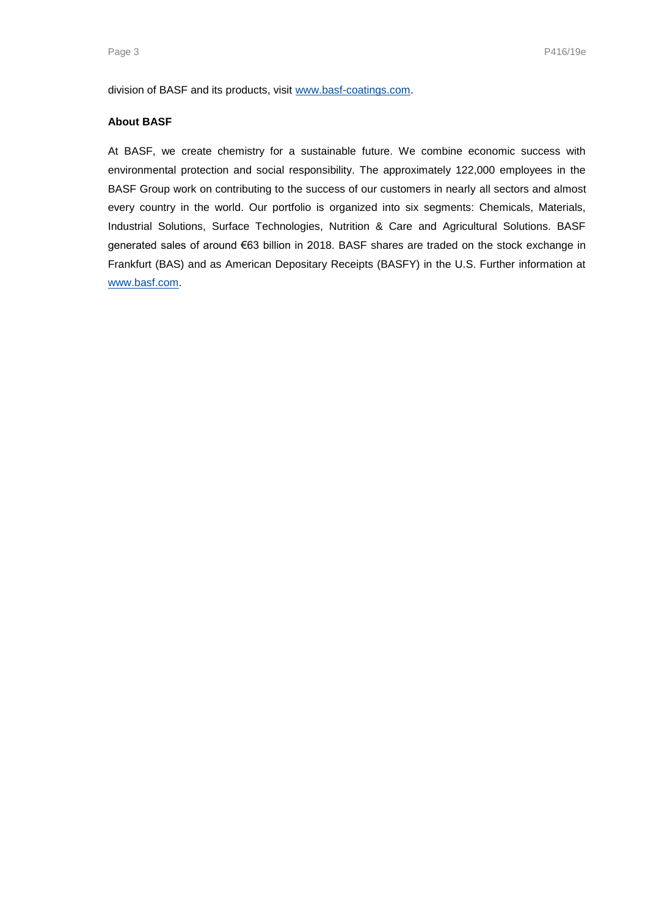division of BASF and its products, visit www.basf-coatings.com.

**About BASF**

At BASF, we create chemistry for a sustainable future. We combine economic success with environmental protection and social responsibility. The approximately 122,000 employees in the BASF Group work on contributing to the success of our customers in nearly all sectors and almost every country in the world. Our portfolio is organized into six segments: Chemicals, Materials, Industrial Solutions, Surface Technologies, Nutrition & Care and Agricultural Solutions. BASF generated sales of around €63 billion in 2018. BASF shares are traded on the stock exchange in Frankfurt (BAS) and as American Depositary Receipts (BASFY) in the U.S. Further information at www.basf.com.